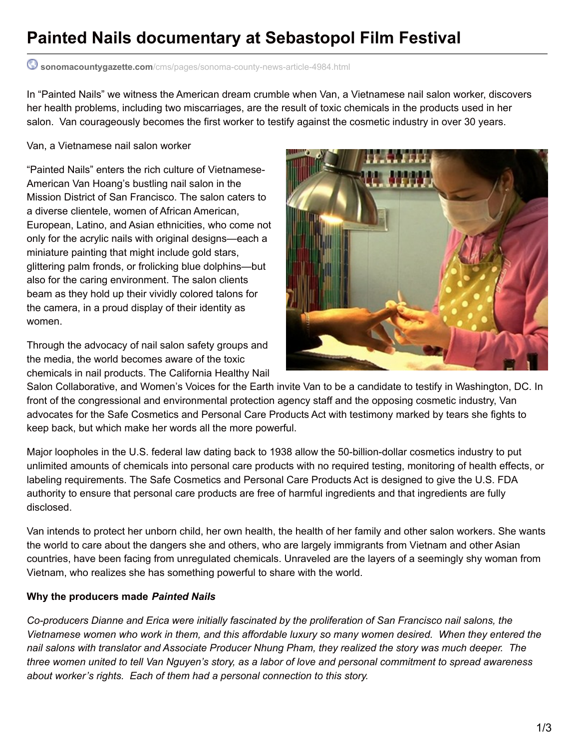# Painted Nails documentary at Sebastopol Film Festival

sonomacountygazette.com/cms/pages/sonoma-county-news-article-4984.html

In “Painted Nails” we witness the American dream crumble when Van, a Vietnamese nail salon worker, discovers her health problems, including two miscarriages, are the result of toxic chemicals in the products used in her salon. Van courageously becomes the first worker to testify against the cosmetic industry in over 30 years.

Van, a Vietnamese nail salon worker

“Painted Nails” enters the rich culture of Vietnamese-American Van Hoang’s bustling nail salon in the Mission District of San Francisco. The salon caters to a diverse clientele, women of African American, European, Latino, and Asian ethnicities, who come not only for the acrylic nails with original designs—each a miniature painting that might include gold stars, glittering palm fronds, or frolicking blue dolphins—but also for the caring environment. The salon clients beam as they hold up their vividly colored talons for the camera, in a proud display of their identity as women.

Through the advocacy of nail salon safety groups and the media, the world becomes aware of the toxic chemicals in nail products. The California Healthy Nail Salon Collaborative, and Women’s Voices for the Earth invite Van to be a candidate to testify in Washington, DC. In front of the congressional and environmental protection agency staff and the opposing cosmetic industry, Van advocates for the Safe Cosmetics and Personal Care Products Act with testimony marked by tears she fights to keep back, but which make her words all the more powerful.

Major loopholes in the U.S. federal law dating back to 1938 allow the 50-billion-dollar cosmetics industry to put unlimited amounts of chemicals into personal care products with no required testing, monitoring of health effects, or labeling requirements. The Safe Cosmetics and Personal Care Products Act is designed to give the U.S. FDA authority to ensure that personal care products are free of harmful ingredients and that ingredients are fully disclosed.

Van intends to protect her unborn child, her own health, the health of her family and other salon workers. She wants the world to care about the dangers she and others, who are largely immigrants from Vietnam and other Asian countries, have been facing from unregulated chemicals. Unraveled are the layers of a seemingly shy woman from Vietnam, who realizes she has something powerful to share with the world.

**Why the producers made *Painted Nails***

*Co-producers Dianne and Erica were initially fascinated by the proliferation of San Francisco nail salons, the Vietnamese women who work in them, and this affordable luxury so many women desired. When they entered the nail salons with translator and Associate Producer Nhung Pham, they realized the story was much deeper. The three women united to tell Van Nguyen’s story, as a labor of love and personal commitment to spread awareness about worker’s rights. Each of them had a personal connection to this story.*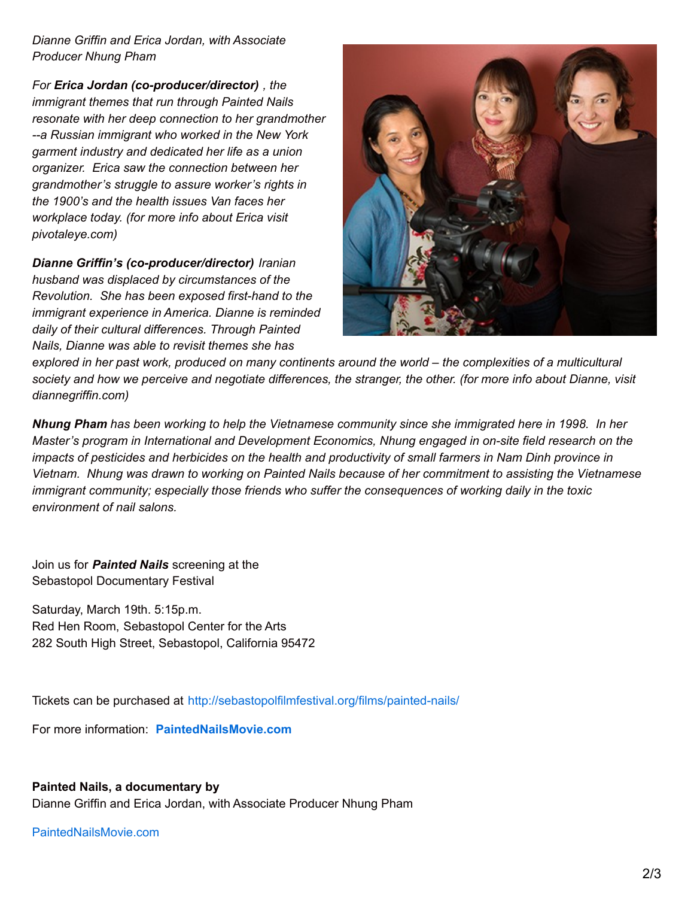*Dianne Griffin and Erica Jordan, with Associate Producer Nhung Pham*

*For **Erica Jordan (co-producer/director)** , the immigrant themes that run through Painted Nails resonate with her deep connection to her grandmother --a Russian immigrant who worked in the New York garment industry and dedicated her life as a union organizer. Erica saw the connection between her grandmother's struggle to assure worker's rights in the 1900's and the health issues Van faces her workplace today. (for more info about Erica visit pivotaleye.com)*

***Dianne Griffin's (co-producer/director)** Iranian husband was displaced by circumstances of the Revolution. She has been exposed first-hand to the immigrant experience in America. Dianne is reminded daily of their cultural differences. Through Painted Nails, Dianne was able to revisit themes she has explored in her past work, produced on many continents around the world – the complexities of a multicultural society and how we perceive and negotiate differences, the stranger, the other. (for more info about Dianne, visit diannegriffin.com)*

***Nhung Pham** has been working to help the Vietnamese community since she immigrated here in 1998. In her Master's program in International and Development Economics, Nhung engaged in on-site field research on the impacts of pesticides and herbicides on the health and productivity of small farmers in Nam Dinh province in Vietnam. Nhung was drawn to working on Painted Nails because of her commitment to assisting the Vietnamese immigrant community; especially those friends who suffer the consequences of working daily in the toxic environment of nail salons.*

Join us for ***Painted Nails*** screening at the Sebastopol Documentary Festival

Saturday, March 19th. 5:15p.m.
Red Hen Room, Sebastopol Center for the Arts
282 South High Street, Sebastopol, California 95472

Tickets can be purchased at http://sebastopolfilmfestival.org/films/painted-nails/

For more information: **PaintedNailsMovie.com**

**Painted Nails, a documentary by**
Dianne Griffin and Erica Jordan, with Associate Producer Nhung Pham

PaintedNailsMovie.com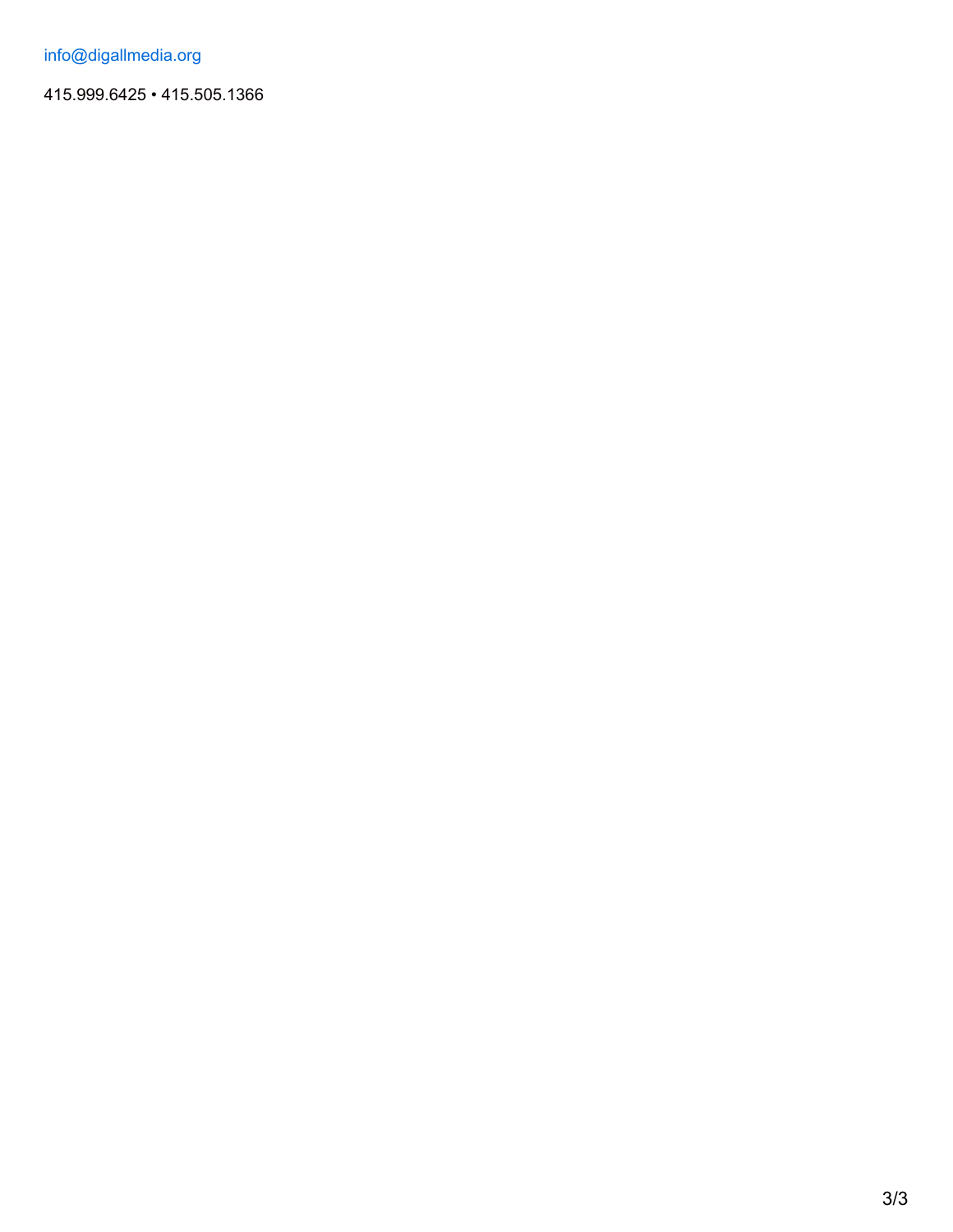info@digallmedia.org

415.999.6425 • 415.505.1366